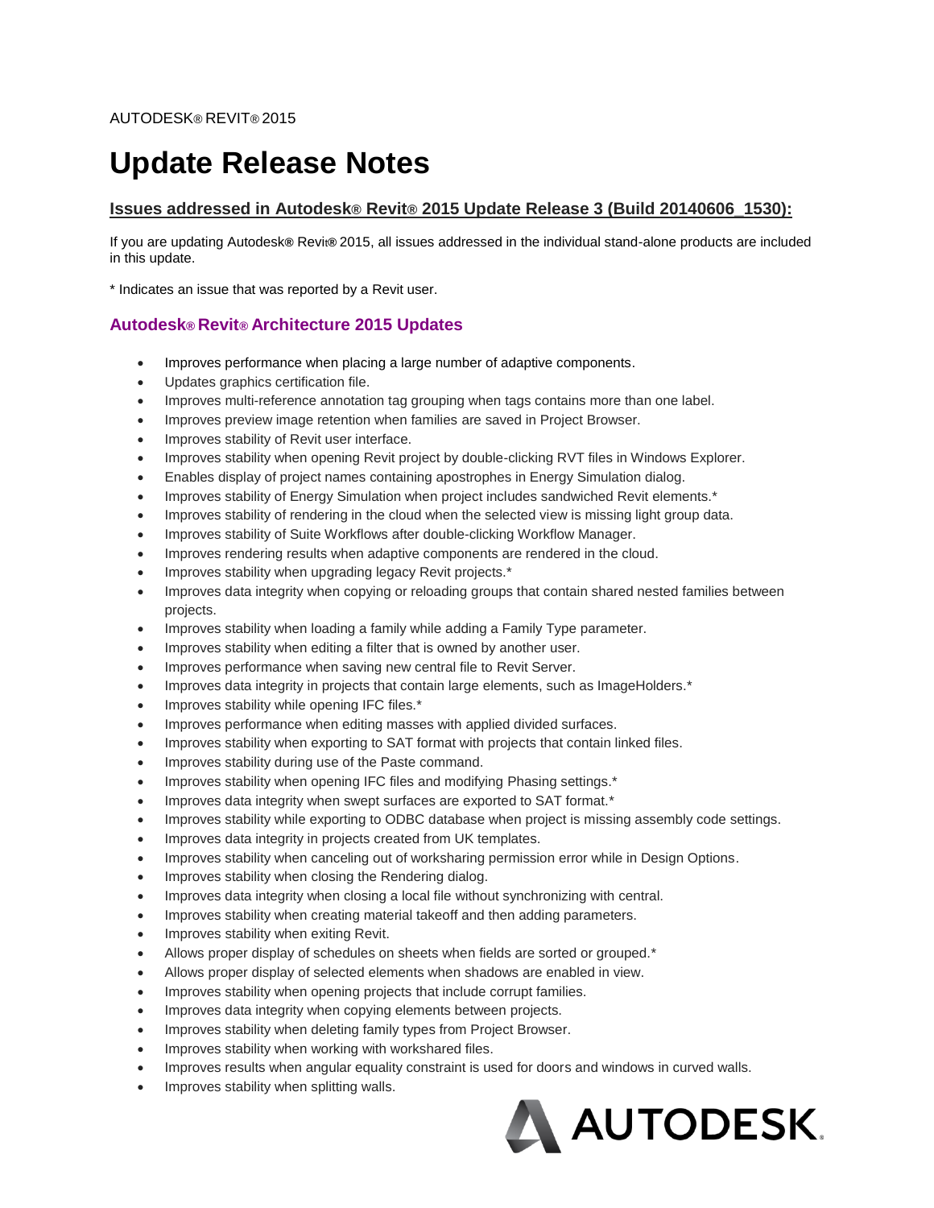AUTODESK® REVIT® 2015

# Update Release Notes

## Issues addressed in Autodesk® Revit® 2015 Update Release 3 (Build 20140606_1530):

If you are updating Autodesk® Revit® 2015, all issues addressed in the individual stand-alone products are included in this update.

* Indicates an issue that was reported by a Revit user.

### Autodesk® Revit® Architecture 2015 Updates

- Improves performance when placing a large number of adaptive components.
- Updates graphics certification file.
- Improves multi-reference annotation tag grouping when tags contains more than one label.
- Improves preview image retention when families are saved in Project Browser.
- Improves stability of Revit user interface.
- Improves stability when opening Revit project by double-clicking RVT files in Windows Explorer.
- Enables display of project names containing apostrophes in Energy Simulation dialog.
- Improves stability of Energy Simulation when project includes sandwiched Revit elements.*
- Improves stability of rendering in the cloud when the selected view is missing light group data.
- Improves stability of Suite Workflows after double-clicking Workflow Manager.
- Improves rendering results when adaptive components are rendered in the cloud.
- Improves stability when upgrading legacy Revit projects.*
- Improves data integrity when copying or reloading groups that contain shared nested families between projects.
- Improves stability when loading a family while adding a Family Type parameter.
- Improves stability when editing a filter that is owned by another user.
- Improves performance when saving new central file to Revit Server.
- Improves data integrity in projects that contain large elements, such as ImageHolders.*
- Improves stability while opening IFC files.*
- Improves performance when editing masses with applied divided surfaces.
- Improves stability when exporting to SAT format with projects that contain linked files.
- Improves stability during use of the Paste command.
- Improves stability when opening IFC files and modifying Phasing settings.*
- Improves data integrity when swept surfaces are exported to SAT format.*
- Improves stability while exporting to ODBC database when project is missing assembly code settings.
- Improves data integrity in projects created from UK templates.
- Improves stability when canceling out of worksharing permission error while in Design Options.
- Improves stability when closing the Rendering dialog.
- Improves data integrity when closing a local file without synchronizing with central.
- Improves stability when creating material takeoff and then adding parameters.
- Improves stability when exiting Revit.
- Allows proper display of schedules on sheets when fields are sorted or grouped.*
- Allows proper display of selected elements when shadows are enabled in view.
- Improves stability when opening projects that include corrupt families.
- Improves data integrity when copying elements between projects.
- Improves stability when deleting family types from Project Browser.
- Improves stability when working with workshared files.
- Improves results when angular equality constraint is used for doors and windows in curved walls.
- Improves stability when splitting walls.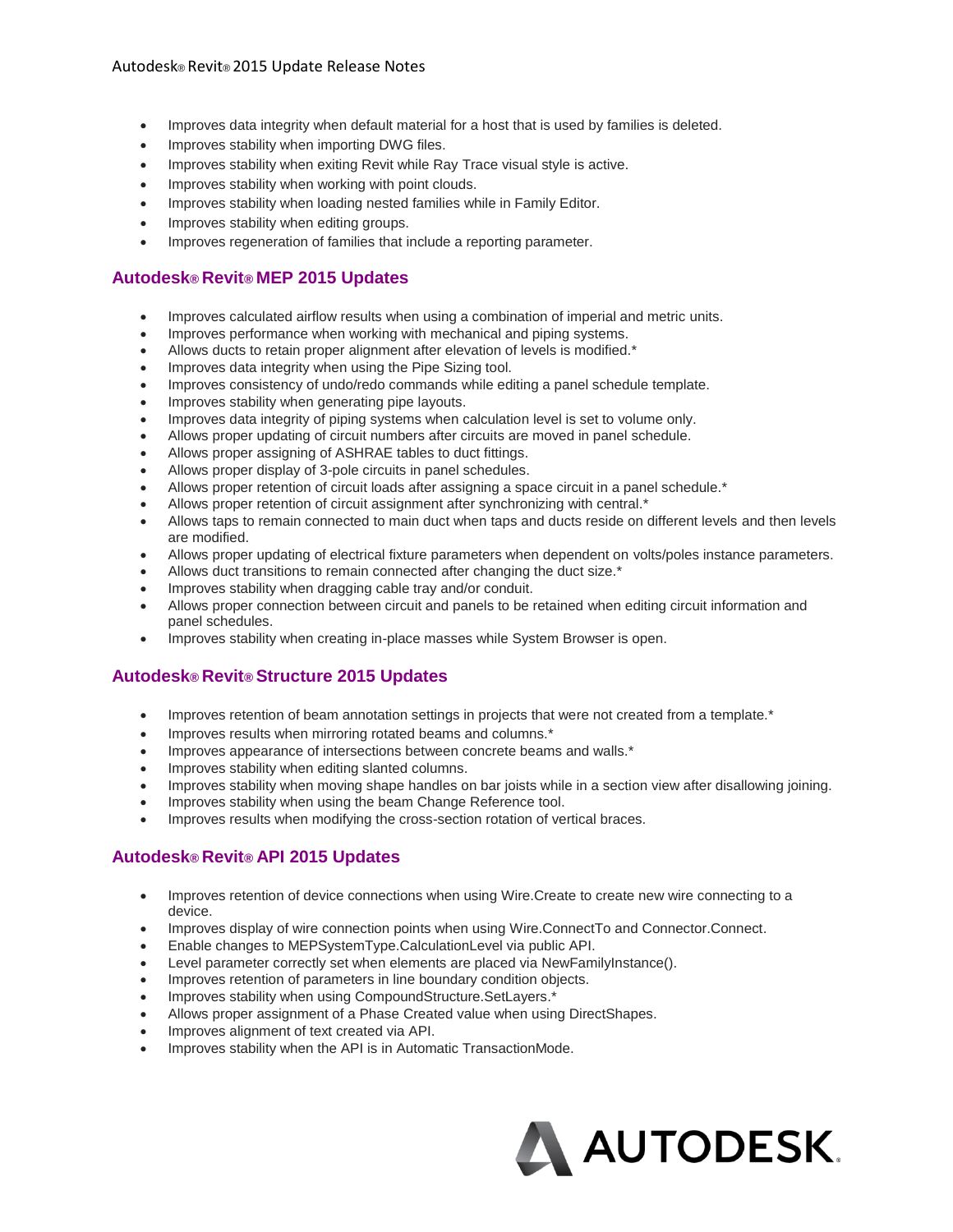- Improves data integrity when default material for a host that is used by families is deleted.
- Improves stability when importing DWG files.
- Improves stability when exiting Revit while Ray Trace visual style is active.
- Improves stability when working with point clouds.
- Improves stability when loading nested families while in Family Editor.
- Improves stability when editing groups.
- Improves regeneration of families that include a reporting parameter.

## Autodesk® Revit® MEP 2015 Updates

- Improves calculated airflow results when using a combination of imperial and metric units.
- Improves performance when working with mechanical and piping systems.
- Allows ducts to retain proper alignment after elevation of levels is modified.*
- Improves data integrity when using the Pipe Sizing tool.
- Improves consistency of undo/redo commands while editing a panel schedule template.
- Improves stability when generating pipe layouts.
- Improves data integrity of piping systems when calculation level is set to volume only.
- Allows proper updating of circuit numbers after circuits are moved in panel schedule.
- Allows proper assigning of ASHRAE tables to duct fittings.
- Allows proper display of 3-pole circuits in panel schedules.
- Allows proper retention of circuit loads after assigning a space circuit in a panel schedule.*
- Allows proper retention of circuit assignment after synchronizing with central.*
- Allows taps to remain connected to main duct when taps and ducts reside on different levels and then levels are modified.
- Allows proper updating of electrical fixture parameters when dependent on volts/poles instance parameters.
- Allows duct transitions to remain connected after changing the duct size.*
- Improves stability when dragging cable tray and/or conduit.
- Allows proper connection between circuit and panels to be retained when editing circuit information and panel schedules.
- Improves stability when creating in-place masses while System Browser is open.

## Autodesk® Revit® Structure 2015 Updates

- Improves retention of beam annotation settings in projects that were not created from a template.*
- Improves results when mirroring rotated beams and columns.*
- Improves appearance of intersections between concrete beams and walls.*
- Improves stability when editing slanted columns.
- Improves stability when moving shape handles on bar joists while in a section view after disallowing joining.
- Improves stability when using the beam Change Reference tool.
- Improves results when modifying the cross-section rotation of vertical braces.

## Autodesk® Revit® API 2015 Updates

- Improves retention of device connections when using Wire.Create to create new wire connecting to a device.
- Improves display of wire connection points when using Wire.ConnectTo and Connector.Connect.
- Enable changes to MEPSystemType.CalculationLevel via public API.
- Level parameter correctly set when elements are placed via NewFamilyInstance().
- Improves retention of parameters in line boundary condition objects.
- Improves stability when using CompoundStructure.SetLayers.*
- Allows proper assignment of a Phase Created value when using DirectShapes.
- Improves alignment of text created via API.
- Improves stability when the API is in Automatic TransactionMode.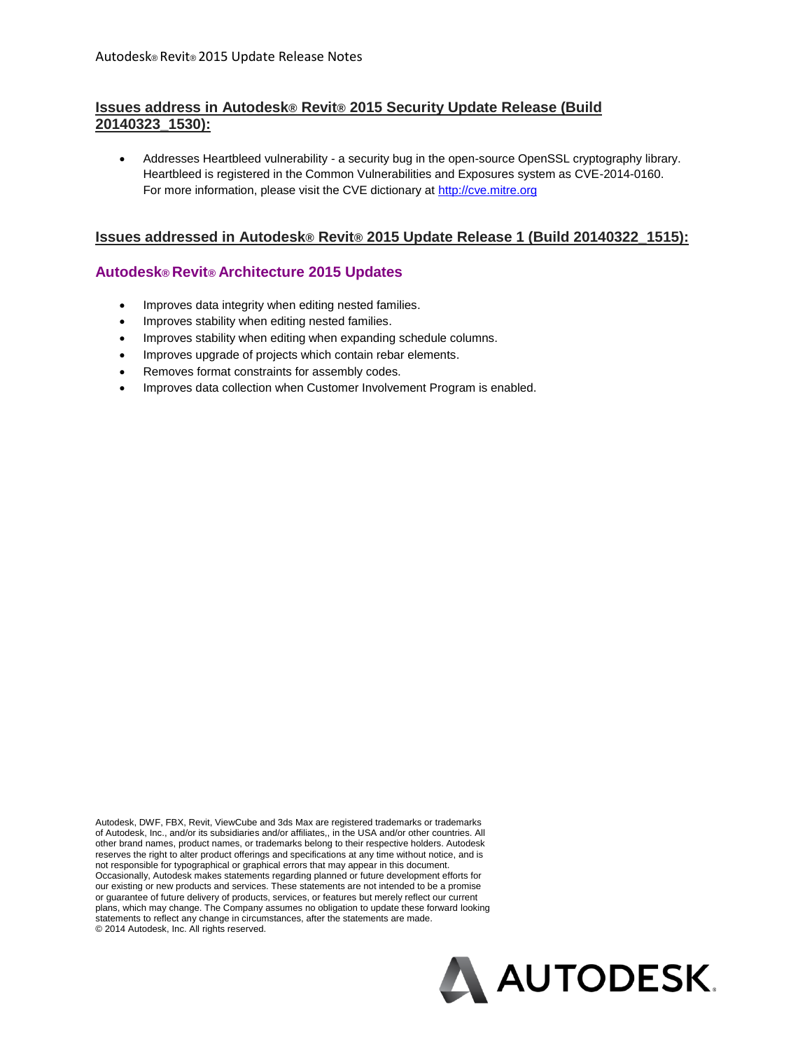## Issues address in Autodesk® Revit® 2015 Security Update Release (Build 20140323_1530):

- Addresses Heartbleed vulnerability - a security bug in the open-source OpenSSL cryptography library. Heartbleed is registered in the Common Vulnerabilities and Exposures system as CVE-2014-0160. For more information, please visit the CVE dictionary at [http://cve.mitre.org](http://cve.mitre.org)

## Issues addressed in Autodesk® Revit® 2015 Update Release 1 (Build 20140322_1515):

### Autodesk® Revit® Architecture 2015 Updates

- Improves data integrity when editing nested families.
- Improves stability when editing nested families.
- Improves stability when editing when expanding schedule columns.
- Improves upgrade of projects which contain rebar elements.
- Removes format constraints for assembly codes.
- Improves data collection when Customer Involvement Program is enabled.

Autodesk, DWF, FBX, Revit, ViewCube and 3ds Max are registered trademarks or trademarks of Autodesk, Inc., and/or its subsidiaries and/or affiliates,, in the USA and/or other countries. All other brand names, product names, or trademarks belong to their respective holders. Autodesk reserves the right to alter product offerings and specifications at any time without notice, and is not responsible for typographical or graphical errors that may appear in this document. Occasionally, Autodesk makes statements regarding planned or future development efforts for our existing or new products and services. These statements are not intended to be a promise or guarantee of future delivery of products, services, or features but merely reflect our current plans, which may change. The Company assumes no obligation to update these forward looking statements to reflect any change in circumstances, after the statements are made.
© 2014 Autodesk, Inc. All rights reserved.

AUTODESK.